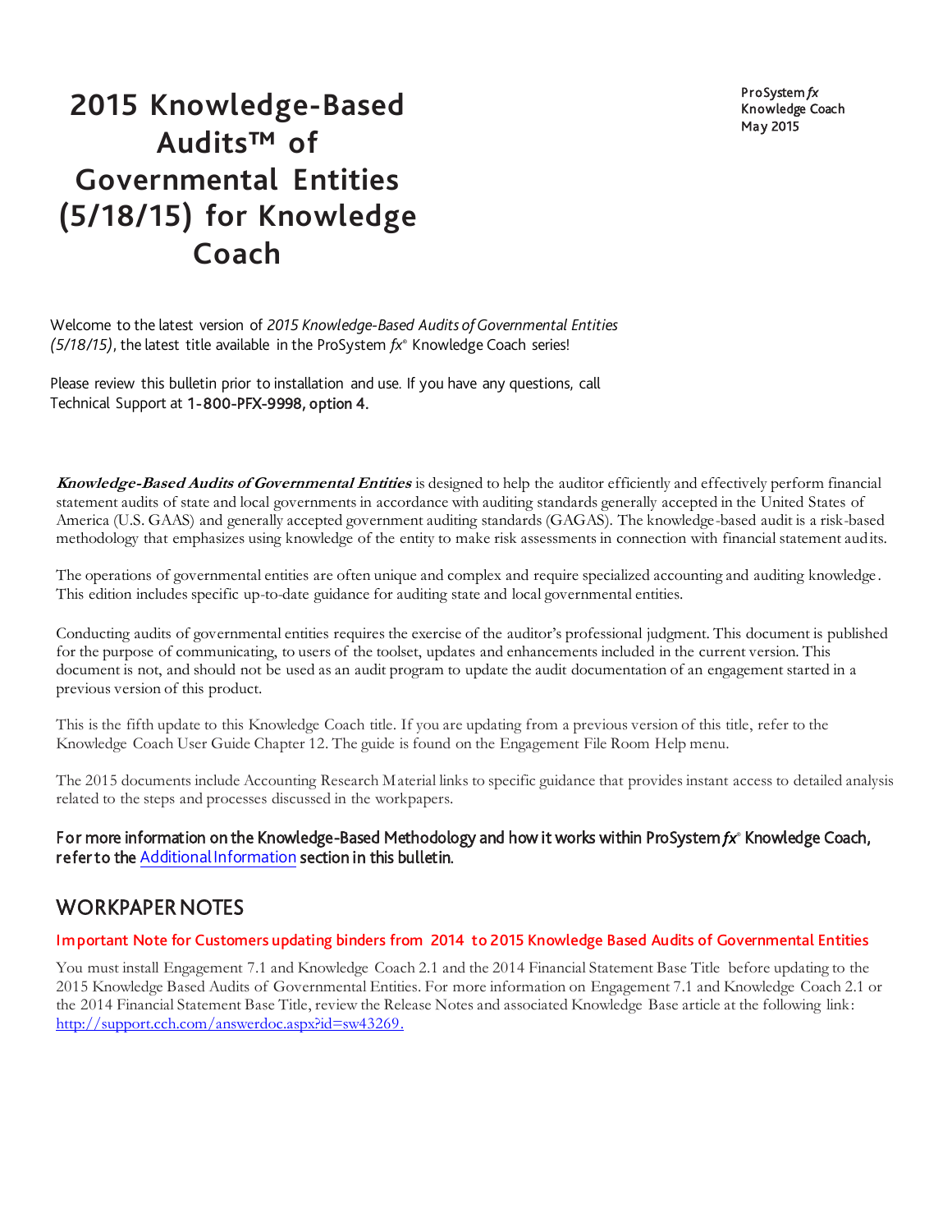# 2015 Knowledge-Based Audits™ of Governmental Entities (5/18/15) for Knowledge Coach

ProSystem *fx*
Knowledge Coach
May 2015

Welcome to the latest version of *2015 Knowledge-Based Audits of Governmental Entities (5/18/15)*, the latest title available in the ProSystem *fx*® Knowledge Coach series!

Please review this bulletin prior to installation and use. If you have any questions, call Technical Support at **1-800-PFX-9998, option 4.**

***Knowledge-Based Audits of Governmental Entities*** is designed to help the auditor efficiently and effectively perform financial statement audits of state and local governments in accordance with auditing standards generally accepted in the United States of America (U.S. GAAS) and generally accepted government auditing standards (GAGAS). The knowledge-based audit is a risk-based methodology that emphasizes using knowledge of the entity to make risk assessments in connection with financial statement audits.

The operations of governmental entities are often unique and complex and require specialized accounting and auditing knowledge. This edition includes specific up-to-date guidance for auditing state and local governmental entities.

Conducting audits of governmental entities requires the exercise of the auditor's professional judgment. This document is published for the purpose of communicating, to users of the toolset, updates and enhancements included in the current version. This document is not, and should not be used as an audit program to update the audit documentation of an engagement started in a previous version of this product.

This is the fifth update to this Knowledge Coach title. If you are updating from a previous version of this title, refer to the Knowledge Coach User Guide Chapter 12. The guide is found on the Engagement File Room Help menu.

The 2015 documents include Accounting Research Material links to specific guidance that provides instant access to detailed analysis related to the steps and processes discussed in the workpapers.

**For more information on the Knowledge-Based Methodology and how it works within ProSystem *fx*® Knowledge Coach, refer to the Additional Information section in this bulletin.**

## WORKPAPER NOTES

**Important Note for Customers updating binders from 2014 to 2015 Knowledge Based Audits of Governmental Entities**

You must install Engagement 7.1 and Knowledge Coach 2.1 and the 2014 Financial Statement Base Title before updating to the 2015 Knowledge Based Audits of Governmental Entities. For more information on Engagement 7.1 and Knowledge Coach 2.1 or the 2014 Financial Statement Base Title, review the Release Notes and associated Knowledge Base article at the following link: http://support.cch.com/answerdoc.aspx?id=sw43269.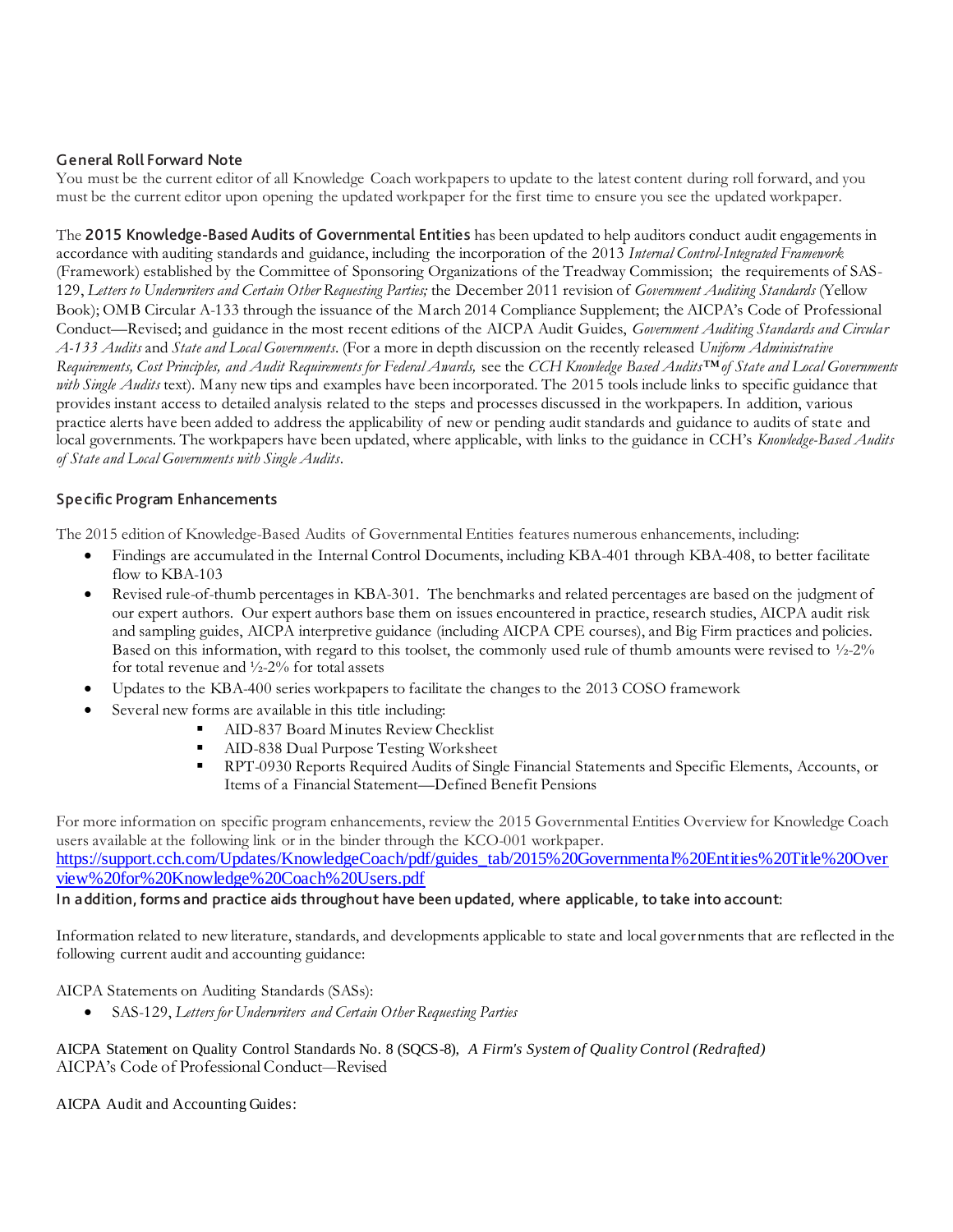### General Roll Forward Note

You must be the current editor of all Knowledge Coach workpapers to update to the latest content during roll forward, and you must be the current editor upon opening the updated workpaper for the first time to ensure you see the updated workpaper.

The **2015 Knowledge-Based Audits of Governmental Entities** has been updated to help auditors conduct audit engagements in accordance with auditing standards and guidance, including the incorporation of the 2013 *Internal Control-Integrated Framework* (Framework) established by the Committee of Sponsoring Organizations of the Treadway Commission; the requirements of SAS-129, *Letters to Underwriters and Certain Other Requesting Parties;* the December 2011 revision of *Government Auditing Standards* (Yellow Book); OMB Circular A-133 through the issuance of the March 2014 Compliance Supplement; the AICPA's Code of Professional Conduct—Revised; and guidance in the most recent editions of the AICPA Audit Guides, *Government Auditing Standards and Circular A-133 Audits* and *State and Local Governments*. (For a more in depth discussion on the recently released *Uniform Administrative Requirements, Cost Principles, and Audit Requirements for Federal Awards,* see the *CCH Knowledge Based Audits™ of State and Local Governments with Single Audits* text). Many new tips and examples have been incorporated. The 2015 tools include links to specific guidance that provides instant access to detailed analysis related to the steps and processes discussed in the workpapers. In addition, various practice alerts have been added to address the applicability of new or pending audit standards and guidance to audits of state and local governments. The workpapers have been updated, where applicable, with links to the guidance in CCH's *Knowledge-Based Audits of State and Local Governments with Single Audits*.

### Specific Program Enhancements

The 2015 edition of Knowledge-Based Audits of Governmental Entities features numerous enhancements, including:

- Findings are accumulated in the Internal Control Documents, including KBA-401 through KBA-408, to better facilitate flow to KBA-103
- Revised rule-of-thumb percentages in KBA-301. The benchmarks and related percentages are based on the judgment of our expert authors. Our expert authors base them on issues encountered in practice, research studies, AICPA audit risk and sampling guides, AICPA interpretive guidance (including AICPA CPE courses), and Big Firm practices and policies. Based on this information, with regard to this toolset, the commonly used rule of thumb amounts were revised to ½-2% for total revenue and ½-2% for total assets
- Updates to the KBA-400 series workpapers to facilitate the changes to the 2013 COSO framework
- Several new forms are available in this title including:
  - AID-837 Board Minutes Review Checklist
  - AID-838 Dual Purpose Testing Worksheet
  - RPT-0930 Reports Required Audits of Single Financial Statements and Specific Elements, Accounts, or Items of a Financial Statement—Defined Benefit Pensions

For more information on specific program enhancements, review the 2015 Governmental Entities Overview for Knowledge Coach users available at the following link or in the binder through the KCO-001 workpaper.
https://support.cch.com/Updates/KnowledgeCoach/pdf/guides_tab/2015%20Governmental%20Entities%20Title%20Overview%20for%20Knowledge%20Coach%20Users.pdf

**In addition, forms and practice aids throughout have been updated, where applicable, to take into account:**

Information related to new literature, standards, and developments applicable to state and local governments that are reflected in the following current audit and accounting guidance:

AICPA Statements on Auditing Standards (SASs):

- SAS-129, *Letters for Underwriters and Certain Other Requesting Parties*

AICPA Statement on Quality Control Standards No. 8 (SQCS-8), *A Firm's System of Quality Control (Redrafted)*
AICPA's Code of Professional Conduct—Revised

AICPA Audit and Accounting Guides: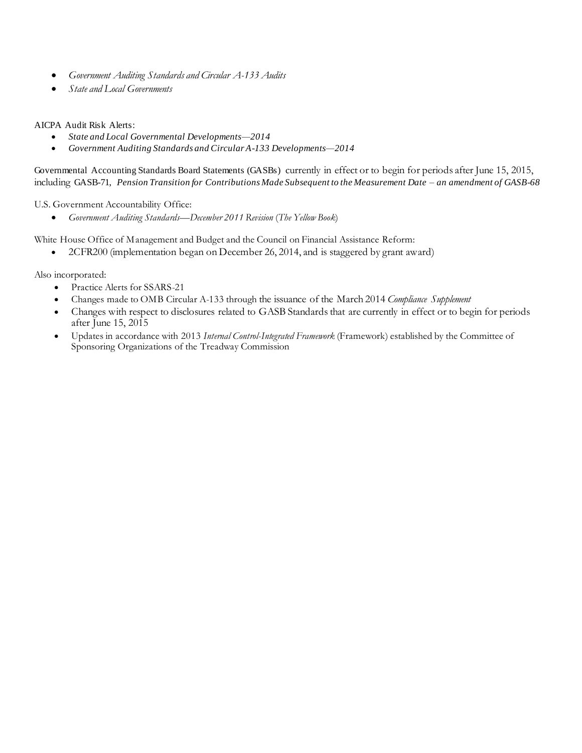- *Government Auditing Standards and Circular A-133 Audits*
- *State and Local Governments*

AICPA Audit Risk Alerts:

- *State and Local Governmental Developments—2014*
- *Government Auditing Standards and Circular A-133 Developments—2014*

Governmental Accounting Standards Board Statements (GASBs) currently in effect or to begin for periods after June 15, 2015, including GASB-71, *Pension Transition for Contributions Made Subsequent to the Measurement Date – an amendment of GASB-68*

U.S. Government Accountability Office:

- *Government Auditing Standards—December 2011 Revision* (*The Yellow Book*)

White House Office of Management and Budget and the Council on Financial Assistance Reform:

- 2CFR200 (implementation began on December 26, 2014, and is staggered by grant award)

Also incorporated:

- Practice Alerts for SSARS-21
- Changes made to OMB Circular A-133 through the issuance of the March 2014 *Compliance Supplement*
- Changes with respect to disclosures related to GASB Standards that are currently in effect or to begin for periods after June 15, 2015
- Updates in accordance with 2013 *Internal Control-Integrated Framework* (Framework) established by the Committee of Sponsoring Organizations of the Treadway Commission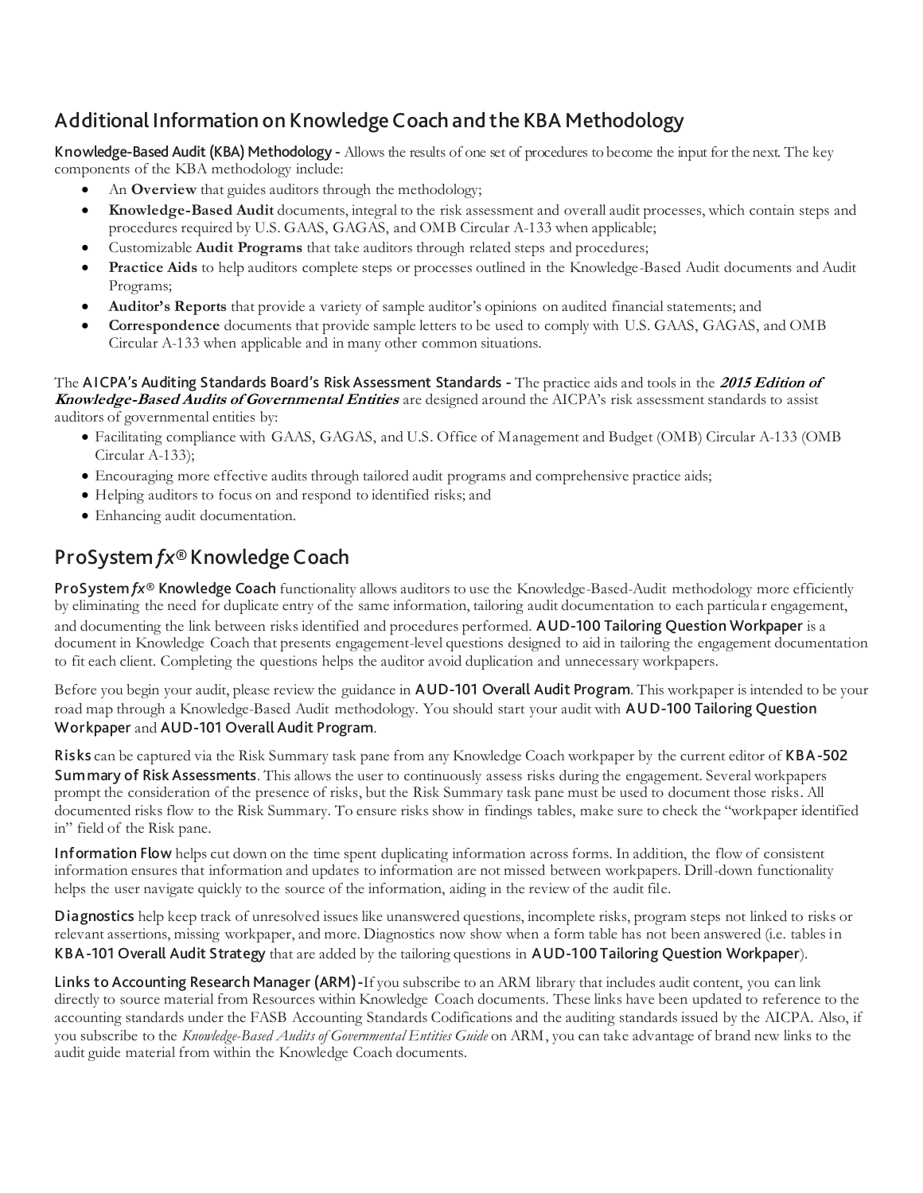## Additional Information on Knowledge Coach and the KBA Methodology

**Knowledge-Based Audit (KBA) Methodology -** Allows the results of one set of procedures to become the input for the next. The key components of the KBA methodology include:

- An **Overview** that guides auditors through the methodology;
- **Knowledge-Based Audit** documents, integral to the risk assessment and overall audit processes, which contain steps and procedures required by U.S. GAAS, GAGAS, and OMB Circular A-133 when applicable;
- Customizable **Audit Programs** that take auditors through related steps and procedures;
- **Practice Aids** to help auditors complete steps or processes outlined in the Knowledge-Based Audit documents and Audit Programs;
- **Auditor's Reports** that provide a variety of sample auditor's opinions on audited financial statements; and
- **Correspondence** documents that provide sample letters to be used to comply with U.S. GAAS, GAGAS, and OMB Circular A-133 when applicable and in many other common situations.

The **AICPA's Auditing Standards Board's Risk Assessment Standards -** The practice aids and tools in the ***2015 Edition of Knowledge-Based Audits of Governmental Entities*** are designed around the AICPA's risk assessment standards to assist auditors of governmental entities by:

- Facilitating compliance with GAAS, GAGAS, and U.S. Office of Management and Budget (OMB) Circular A-133 (OMB Circular A-133);
- Encouraging more effective audits through tailored audit programs and comprehensive practice aids;
- Helping auditors to focus on and respond to identified risks; and
- Enhancing audit documentation.

## ProSystem *fx*® Knowledge Coach

**ProSystem *fx*® Knowledge Coach** functionality allows auditors to use the Knowledge-Based-Audit methodology more efficiently by eliminating the need for duplicate entry of the same information, tailoring audit documentation to each particular engagement, and documenting the link between risks identified and procedures performed. **AUD-100 Tailoring Question Workpaper** is a document in Knowledge Coach that presents engagement-level questions designed to aid in tailoring the engagement documentation to fit each client. Completing the questions helps the auditor avoid duplication and unnecessary workpapers.

Before you begin your audit, please review the guidance in **AUD-101 Overall Audit Program**. This workpaper is intended to be your road map through a Knowledge-Based Audit methodology. You should start your audit with **AUD-100 Tailoring Question Workpaper** and **AUD-101 Overall Audit Program**.

**Risks** can be captured via the Risk Summary task pane from any Knowledge Coach workpaper by the current editor of **KBA-502 Summary of Risk Assessments**. This allows the user to continuously assess risks during the engagement. Several workpapers prompt the consideration of the presence of risks, but the Risk Summary task pane must be used to document those risks. All documented risks flow to the Risk Summary. To ensure risks show in findings tables, make sure to check the "workpaper identified in" field of the Risk pane.

**Information Flow** helps cut down on the time spent duplicating information across forms. In addition, the flow of consistent information ensures that information and updates to information are not missed between workpapers. Drill-down functionality helps the user navigate quickly to the source of the information, aiding in the review of the audit file.

**Diagnostics** help keep track of unresolved issues like unanswered questions, incomplete risks, program steps not linked to risks or relevant assertions, missing workpaper, and more. Diagnostics now show when a form table has not been answered (i.e. tables in **KBA-101 Overall Audit Strategy** that are added by the tailoring questions in **AUD-100 Tailoring Question Workpaper**).

**Links to Accounting Research Manager (ARM) -** If you subscribe to an ARM library that includes audit content, you can link directly to source material from Resources within Knowledge Coach documents. These links have been updated to reference to the accounting standards under the FASB Accounting Standards Codifications and the auditing standards issued by the AICPA. Also, if you subscribe to the *Knowledge-Based Audits of Governmental Entities Guide* on ARM, you can take advantage of brand new links to the audit guide material from within the Knowledge Coach documents.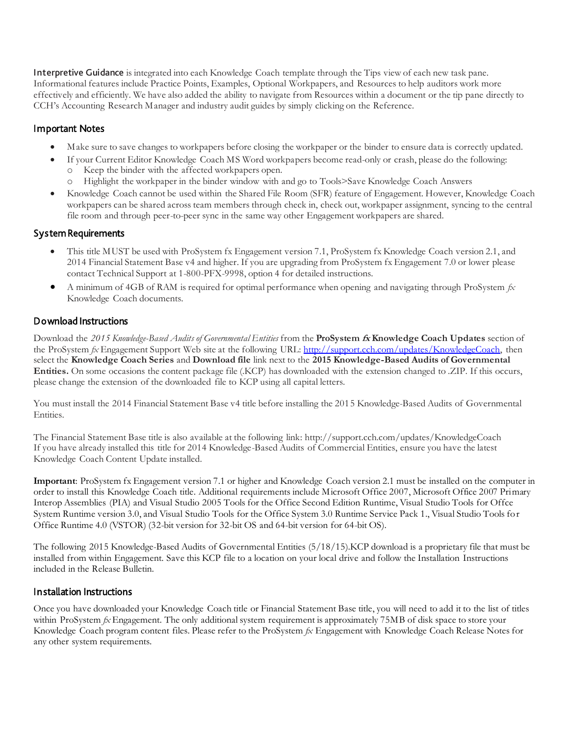**Interpretive Guidance** is integrated into each Knowledge Coach template through the Tips view of each new task pane. Informational features include Practice Points, Examples, Optional Workpapers, and Resources to help auditors work more effectively and efficiently. We have also added the ability to navigate from Resources within a document or the tip pane directly to CCH's Accounting Research Manager and industry audit guides by simply clicking on the Reference.

## Important Notes

- Make sure to save changes to workpapers before closing the workpaper or the binder to ensure data is correctly updated.
- If your Current Editor Knowledge Coach MS Word workpapers become read-only or crash, please do the following:
  - Keep the binder with the affected workpapers open.
  - Highlight the workpaper in the binder window with and go to Tools>Save Knowledge Coach Answers
- Knowledge Coach cannot be used within the Shared File Room (SFR) feature of Engagement. However, Knowledge Coach workpapers can be shared across team members through check in, check out, workpaper assignment, syncing to the central file room and through peer-to-peer sync in the same way other Engagement workpapers are shared.

## System Requirements

- This title MUST be used with ProSystem fx Engagement version 7.1, ProSystem fx Knowledge Coach version 2.1, and 2014 Financial Statement Base v4 and higher. If you are upgrading from ProSystem fx Engagement 7.0 or lower please contact Technical Support at 1-800-PFX-9998, option 4 for detailed instructions.
- A minimum of 4GB of RAM is required for optimal performance when opening and navigating through ProSystem *fx* Knowledge Coach documents.

## Download Instructions

Download the *2015 Knowledge-Based Audits of Governmental Entities* from the **ProSystem *fx* Knowledge Coach Updates** section of the ProSystem *fx* Engagement Support Web site at the following URL: http://support.cch.com/updates/KnowledgeCoach, then select the **Knowledge Coach Series** and **Download file** link next to the **2015 Knowledge-Based Audits of Governmental Entities.** On some occasions the content package file (.KCP) has downloaded with the extension changed to .ZIP. If this occurs, please change the extension of the downloaded file to KCP using all capital letters.

You must install the 2014 Financial Statement Base v4 title before installing the 2015 Knowledge-Based Audits of Governmental Entities.

The Financial Statement Base title is also available at the following link: http://support.cch.com/updates/KnowledgeCoach
If you have already installed this title for 2014 Knowledge-Based Audits of Commercial Entities, ensure you have the latest Knowledge Coach Content Update installed.

**Important**: ProSystem fx Engagement version 7.1 or higher and Knowledge Coach version 2.1 must be installed on the computer in order to install this Knowledge Coach title. Additional requirements include Microsoft Office 2007, Microsoft Office 2007 Primary Interop Assemblies (PIA) and Visual Studio 2005 Tools for the Office Second Edition Runtime, Visual Studio Tools for Offce System Runtime version 3.0, and Visual Studio Tools for the Office System 3.0 Runtime Service Pack 1., Visual Studio Tools for Office Runtime 4.0 (VSTOR) (32-bit version for 32-bit OS and 64-bit version for 64-bit OS).

The following 2015 Knowledge-Based Audits of Governmental Entities (5/18/15).KCP download is a proprietary file that must be installed from within Engagement. Save this KCP file to a location on your local drive and follow the Installation Instructions included in the Release Bulletin.

## Installation Instructions

Once you have downloaded your Knowledge Coach title or Financial Statement Base title, you will need to add it to the list of titles within ProSystem *fx* Engagement. The only additional system requirement is approximately 75MB of disk space to store your Knowledge Coach program content files. Please refer to the ProSystem *fx* Engagement with Knowledge Coach Release Notes for any other system requirements.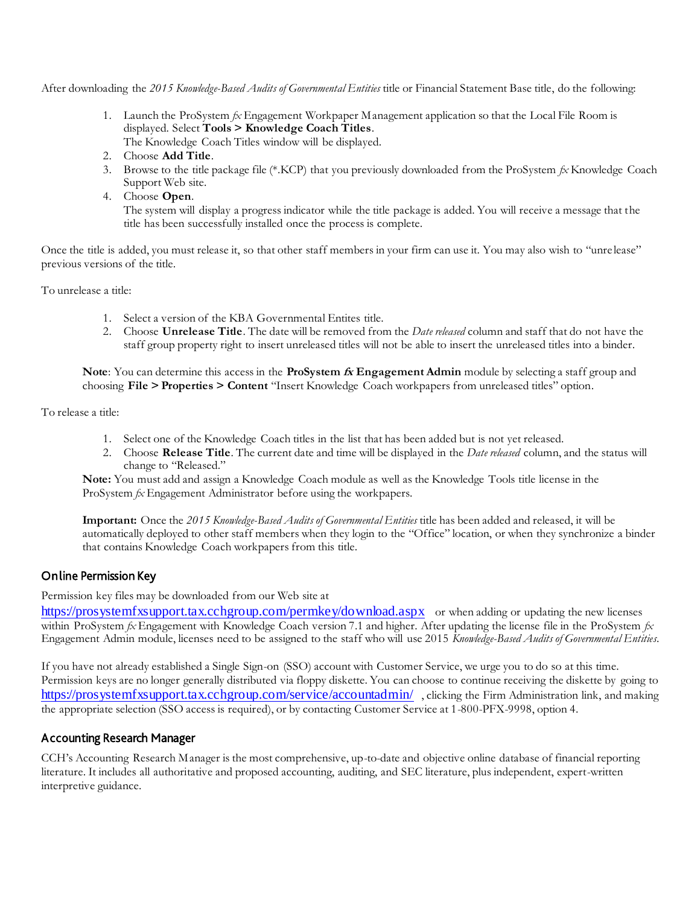After downloading the *2015 Knowledge-Based Audits of Governmental Entities* title or Financial Statement Base title, do the following:

1. Launch the ProSystem *fx* Engagement Workpaper Management application so that the Local File Room is displayed. Select **Tools > Knowledge Coach Titles**.
   The Knowledge Coach Titles window will be displayed.
2. Choose **Add Title**.
3. Browse to the title package file (*.KCP) that you previously downloaded from the ProSystem *fx* Knowledge Coach Support Web site.
4. Choose **Open**.
   The system will display a progress indicator while the title package is added. You will receive a message that the title has been successfully installed once the process is complete.

Once the title is added, you must release it, so that other staff members in your firm can use it. You may also wish to "unrelease" previous versions of the title.

To unrelease a title:

1. Select a version of the KBA Governmental Entites title.
2. Choose **Unrelease Title**. The date will be removed from the *Date released* column and staff that do not have the staff group property right to insert unreleased titles will not be able to insert the unreleased titles into a binder.

**Note**: You can determine this access in the **ProSystem *fx* Engagement Admin** module by selecting a staff group and choosing **File > Properties > Content** "Insert Knowledge Coach workpapers from unreleased titles" option.

To release a title:

1. Select one of the Knowledge Coach titles in the list that has been added but is not yet released.
2. Choose **Release Title**. The current date and time will be displayed in the *Date released* column, and the status will change to "Released."

**Note:** You must add and assign a Knowledge Coach module as well as the Knowledge Tools title license in the ProSystem *fx* Engagement Administrator before using the workpapers.

**Important:** Once the *2015 Knowledge-Based Audits of Governmental Entities* title has been added and released, it will be automatically deployed to other staff members when they login to the "Office" location, or when they synchronize a binder that contains Knowledge Coach workpapers from this title.

## Online Permission Key

Permission key files may be downloaded from our Web site at https://prosystemfxsupport.tax.cchgroup.com/permkey/download.aspx or when adding or updating the new licenses within ProSystem *fx* Engagement with Knowledge Coach version 7.1 and higher. After updating the license file in the ProSystem *fx* Engagement Admin module, licenses need to be assigned to the staff who will use 2015 *Knowledge-Based Audits of Governmental Entities*.

If you have not already established a Single Sign-on (SSO) account with Customer Service, we urge you to do so at this time. Permission keys are no longer generally distributed via floppy diskette. You can choose to continue receiving the diskette by going to https://prosystemfxsupport.tax.cchgroup.com/service/accountadmin/ , clicking the Firm Administration link, and making the appropriate selection (SSO access is required), or by contacting Customer Service at 1-800-PFX-9998, option 4.

## Accounting Research Manager

CCH's Accounting Research Manager is the most comprehensive, up-to-date and objective online database of financial reporting literature. It includes all authoritative and proposed accounting, auditing, and SEC literature, plus independent, expert-written interpretive guidance.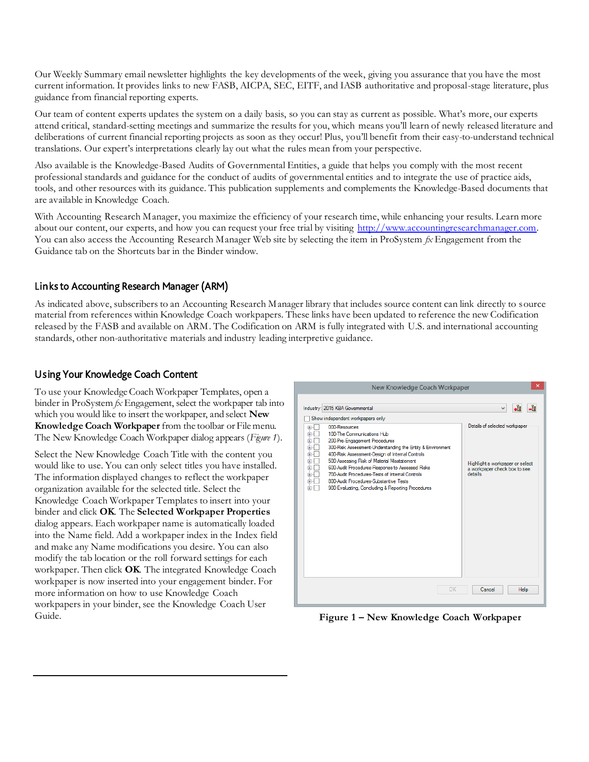Our Weekly Summary email newsletter highlights the key developments of the week, giving you assurance that you have the most current information. It provides links to new FASB, AICPA, SEC, EITF, and IASB authoritative and proposal-stage literature, plus guidance from financial reporting experts.

Our team of content experts updates the system on a daily basis, so you can stay as current as possible. What's more, our experts attend critical, standard-setting meetings and summarize the results for you, which means you'll learn of newly released literature and deliberations of current financial reporting projects as soon as they occur! Plus, you'll benefit from their easy-to-understand technical translations. Our expert's interpretations clearly lay out what the rules mean from your perspective.

Also available is the Knowledge-Based Audits of Governmental Entities, a guide that helps you comply with the most recent professional standards and guidance for the conduct of audits of governmental entities and to integrate the use of practice aids, tools, and other resources with its guidance. This publication supplements and complements the Knowledge-Based documents that are available in Knowledge Coach.

With Accounting Research Manager, you maximize the efficiency of your research time, while enhancing your results. Learn more about our content, our experts, and how you can request your free trial by visiting http://www.accountingresearchmanager.com. You can also access the Accounting Research Manager Web site by selecting the item in ProSystem *fx* Engagement from the Guidance tab on the Shortcuts bar in the Binder window.

## Links to Accounting Research Manager (ARM)

As indicated above, subscribers to an Accounting Research Manager library that includes source content can link directly to source material from references within Knowledge Coach workpapers. These links have been updated to reference the new Codification released by the FASB and available on ARM. The Codification on ARM is fully integrated with U.S. and international accounting standards, other non-authoritative materials and industry leading interpretive guidance.

## Using Your Knowledge Coach Content

To use your Knowledge Coach Workpaper Templates, open a binder in ProSystem *fx* Engagement, select the workpaper tab into which you would like to insert the workpaper, and select **New Knowledge Coach Workpaper** from the toolbar or File menu. The New Knowledge Coach Workpaper dialog appears (*Figure 1*).

Select the New Knowledge Coach Title with the content you would like to use. You can only select titles you have installed. The information displayed changes to reflect the workpaper organization available for the selected title. Select the Knowledge Coach Workpaper Templates to insert into your binder and click **OK**. The **Selected Workpaper Properties** dialog appears. Each workpaper name is automatically loaded into the Name field. Add a workpaper index in the Index field and make any Name modifications you desire. You can also modify the tab location or the roll forward settings for each workpaper. Then click **OK**. The integrated Knowledge Coach workpaper is now inserted into your engagement binder. For more information on how to use Knowledge Coach workpapers in your binder, see the Knowledge Coach User Guide.

**Figure 1 – New Knowledge Coach Workpaper**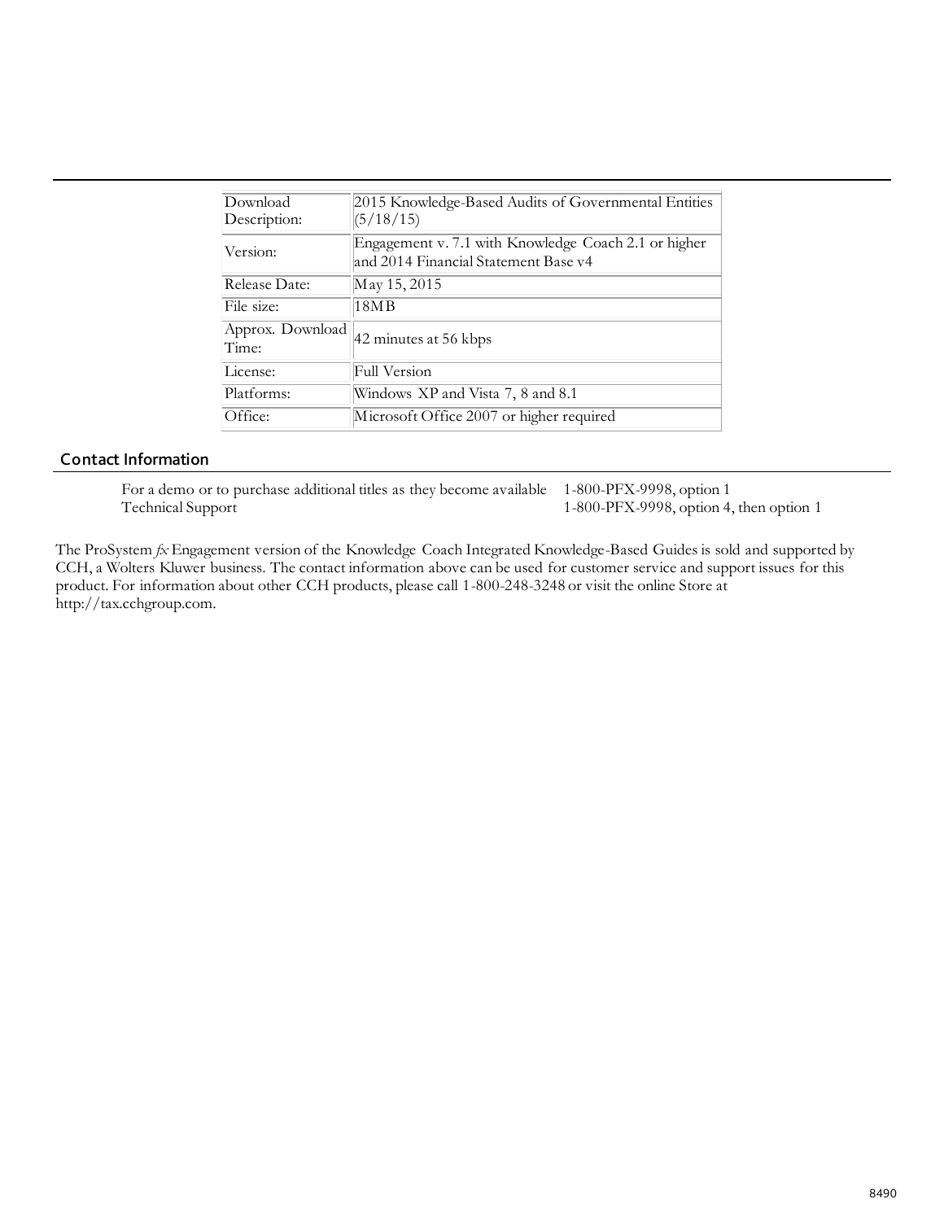| | |
|---|---|
| Download Description: | 2015 Knowledge-Based Audits of Governmental Entities (5/18/15) |
| Version: | Engagement v. 7.1 with Knowledge Coach 2.1 or higher and 2014 Financial Statement Base v4 |
| Release Date: | May 15, 2015 |
| File size: | 18MB |
| Approx. Download Time: | 42 minutes at 56 kbps |
| License: | Full Version |
| Platforms: | Windows XP and Vista 7, 8 and 8.1 |
| Office: | Microsoft Office 2007 or higher required |

## Contact Information

| | |
|---|---|
| For a demo or to purchase additional titles as they become available | 1-800-PFX-9998, option 1 |
| Technical Support | 1-800-PFX-9998, option 4, then option 1 |

The ProSystem *fx* Engagement version of the Knowledge Coach Integrated Knowledge-Based Guides is sold and supported by CCH, a Wolters Kluwer business. The contact information above can be used for customer service and support issues for this product. For information about other CCH products, please call 1-800-248-3248 or visit the online Store at http://tax.cchgroup.com.